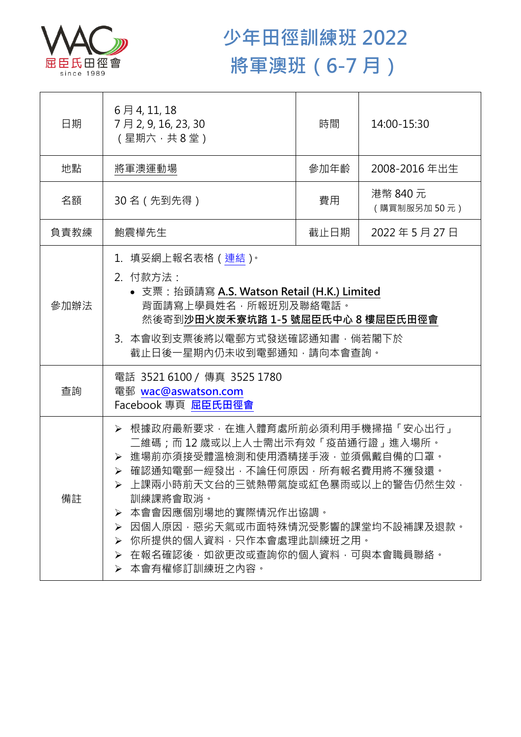# 少年田徑訓練班 2022
# 將軍澳班（6-7 月）

| 日期 | 6 月 4, 11, 18<br>7 月 2, 9, 16, 23, 30<br>（星期六，共 8 堂） | 時間 | 14:00-15:30 |
|---|---|---|---|
| 地點 | 將軍澳運動場 | 參加年齡 | 2008-2016 年出生 |
| 名額 | 30 名（先到先得） | 費用 | 港幣 840 元<br>（購買制服另加 50 元） |
| 負責教練 | 鮑震樺先生 | 截止日期 | 2022 年 5 月 27 日 |
| 參加辦法 | 1. 填妥網上報名表格（連結）。<br>2. 付款方法：<br>• 支票：抬頭請寫 **A.S. Watson Retail (H.K.) Limited**<br>背面請寫上學員姓名，所報班別及聯絡電話。<br>然後寄到**沙田火炭禾寮坑路 1-5 號屈臣氏中心 8 樓屈臣氏田徑會**<br>3. 本會收到支票後將以電郵方式發送確認通知書，倘若閣下於截止日後一星期內仍未收到電郵通知，請向本會查詢。 | | |
| 查詢 | 電話 3521 6100 / 傳真 3525 1780<br>電郵 wac@aswatson.com<br>Facebook 專頁 屈臣氏田徑會 | | |
| 備註 | ➢ 根據政府最新要求，在進入體育處所前必須利用手機掃描「安心出行」二維碼；而 12 歲或以上人士需出示有效「疫苗通行證」進入場所。<br>➢ 進場前亦須接受體溫檢測和使用酒精搓手液，並須佩戴自備的口罩。<br>➢ 確認通知電郵一經發出，不論任何原因，所有報名費用將不獲發還。<br>➢ 上課兩小時前天文台的三號熱帶氣旋或紅色暴雨或以上的警告仍然生效，訓練課將會取消。<br>➢ 本會會因應個別場地的實際情況作出協調。<br>➢ 因個人原因，惡劣天氣或市面特殊情況受影響的課堂均不設補課及退款。<br>➢ 你所提供的個人資料，只作本會處理此訓練班之用。<br>➢ 在報名確認後，如欲更改或查詢你的個人資料，可與本會職員聯絡。<br>➢ 本會有權修訂訓練班之內容。 | | |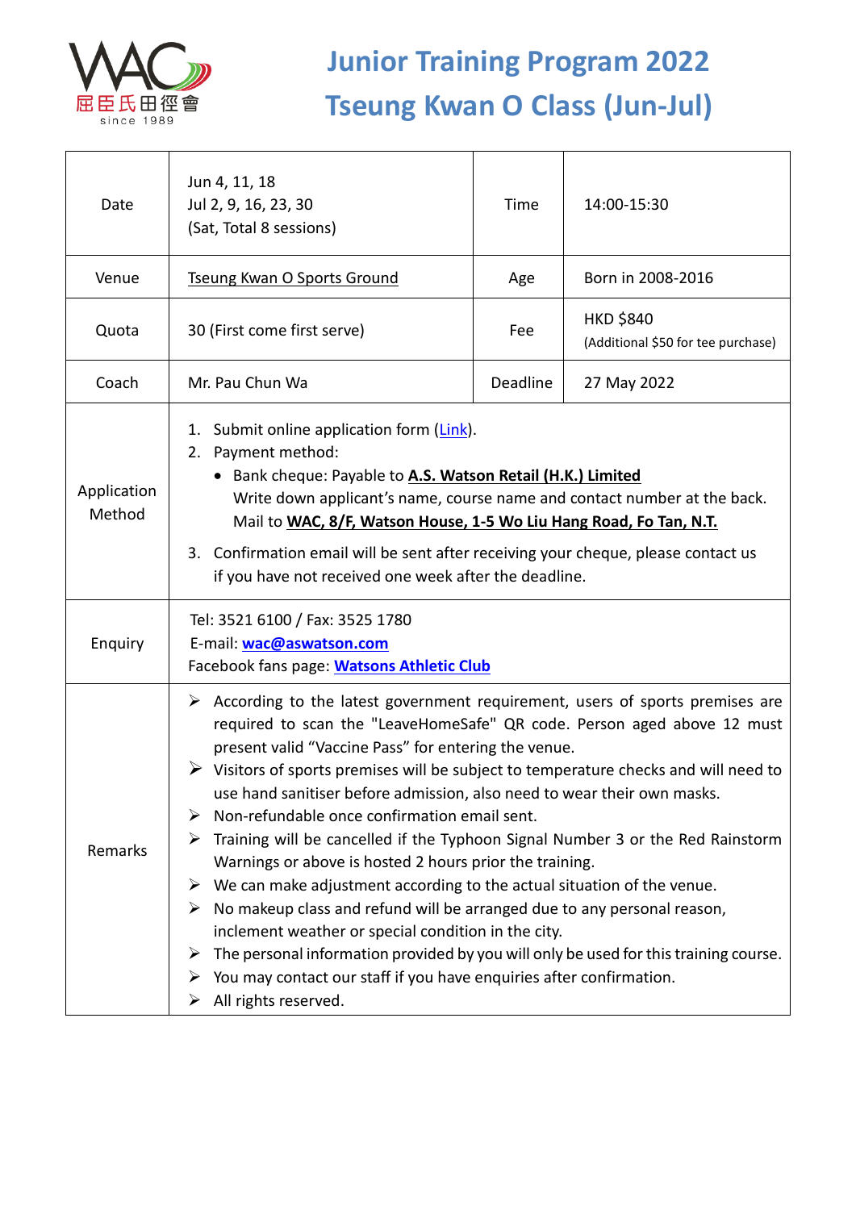# Junior Training Program 2022
# Tseung Kwan O Class (Jun-Jul)

| | | | |
|---|---|---|---|
| Date | Jun 4, 11, 18<br>Jul 2, 9, 16, 23, 30<br>(Sat, Total 8 sessions) | Time | 14:00-15:30 |
| Venue | Tseung Kwan O Sports Ground | Age | Born in 2008-2016 |
| Quota | 30 (First come first serve) | Fee | HKD $840<br>(Additional $50 for tee purchase) |
| Coach | Mr. Pau Chun Wa | Deadline | 27 May 2022 |
| Application Method | 1. Submit online application form (Link).<br>2. Payment method:<br>• Bank cheque: Payable to **A.S. Watson Retail (H.K.) Limited**<br>Write down applicant's name, course name and contact number at the back.<br>Mail to **WAC, 8/F, Watson House, 1-5 Wo Liu Hang Road, Fo Tan, N.T.**<br>3. Confirmation email will be sent after receiving your cheque, please contact us if you have not received one week after the deadline. | | |
| Enquiry | Tel: 3521 6100 / Fax: 3525 1780<br>E-mail: **wac@aswatson.com**<br>Facebook fans page: **Watsons Athletic Club** | | |
| Remarks | ➢ According to the latest government requirement, users of sports premises are required to scan the "LeaveHomeSafe" QR code. Person aged above 12 must present valid "Vaccine Pass" for entering the venue.<br>➢ Visitors of sports premises will be subject to temperature checks and will need to use hand sanitiser before admission, also need to wear their own masks.<br>➢ Non-refundable once confirmation email sent.<br>➢ Training will be cancelled if the Typhoon Signal Number 3 or the Red Rainstorm Warnings or above is hosted 2 hours prior the training.<br>➢ We can make adjustment according to the actual situation of the venue.<br>➢ No makeup class and refund will be arranged due to any personal reason, inclement weather or special condition in the city.<br>➢ The personal information provided by you will only be used for this training course.<br>➢ You may contact our staff if you have enquiries after confirmation.<br>➢ All rights reserved. | | |